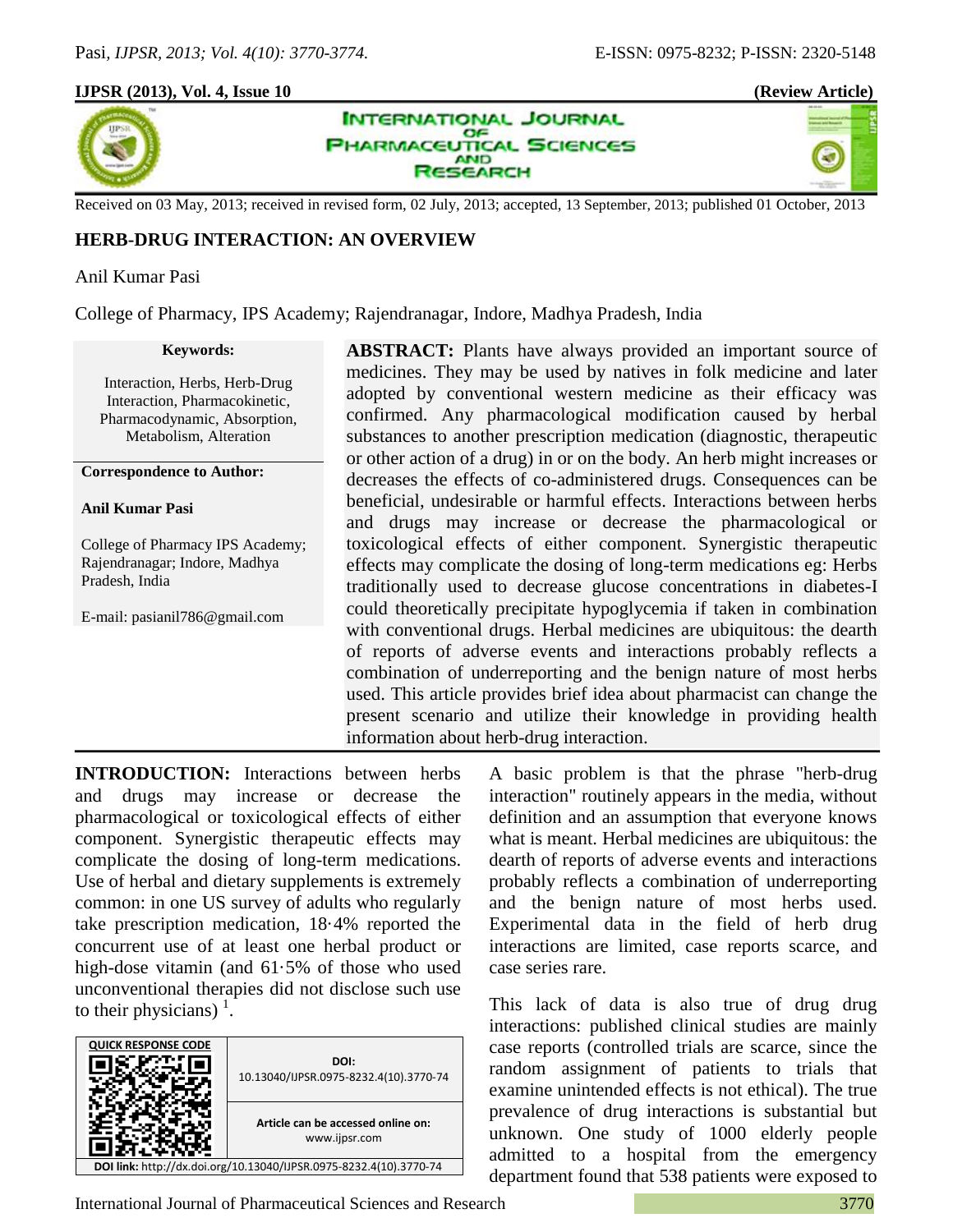Received on 03 May, 2013; received in revised form, 02 July, 2013; accepted, 13 September, 2013; published 01 October, 2013

# HERB-DRUG INTERACTION: AN OVERVIEW

Anil Kumar Pasi

College of Pharmacy, IPS Academy; Rajendranagar, Indore, Madhya Pradesh, India

**Keywords:**

Interaction, Herbs, Herb-Drug Interaction, Pharmacokinetic, Pharmacodynamic, Absorption, Metabolism, Alteration

**Correspondence to Author:**

**Anil Kumar Pasi**

College of Pharmacy IPS Academy; Rajendranagar; Indore, Madhya Pradesh, India

E-mail: pasianil786@gmail.com

**ABSTRACT:** Plants have always provided an important source of medicines. They may be used by natives in folk medicine and later adopted by conventional western medicine as their efficacy was confirmed. Any pharmacological modification caused by herbal substances to another prescription medication (diagnostic, therapeutic or other action of a drug) in or on the body. An herb might increases or decreases the effects of co-administered drugs. Consequences can be beneficial, undesirable or harmful effects. Interactions between herbs and drugs may increase or decrease the pharmacological or toxicological effects of either component. Synergistic therapeutic effects may complicate the dosing of long-term medications eg: Herbs traditionally used to decrease glucose concentrations in diabetes-I could theoretically precipitate hypoglycemia if taken in combination with conventional drugs. Herbal medicines are ubiquitous: the dearth of reports of adverse events and interactions probably reflects a combination of underreporting and the benign nature of most herbs used. This article provides brief idea about pharmacist can change the present scenario and utilize their knowledge in providing health information about herb-drug interaction.

**INTRODUCTION:** Interactions between herbs and drugs may increase or decrease the pharmacological or toxicological effects of either component. Synergistic therapeutic effects may complicate the dosing of long-term medications. Use of herbal and dietary supplements is extremely common: in one US survey of adults who regularly take prescription medication, 18·4% reported the concurrent use of at least one herbal product or high-dose vitamin (and 61·5% of those who used unconventional therapies did not disclose such use to their physicians) [1].

| QUICK RESPONSE CODE | DOI: 10.13040/IJPSR.0975-8232.4(10).3770-74 |
|---|---|
| | Article can be accessed online on: www.ijpsr.com |
| DOI link: http://dx.doi.org/10.13040/IJPSR.0975-8232.4(10).3770-74 | |

A basic problem is that the phrase "herb-drug interaction" routinely appears in the media, without definition and an assumption that everyone knows what is meant. Herbal medicines are ubiquitous: the dearth of reports of adverse events and interactions probably reflects a combination of underreporting and the benign nature of most herbs used. Experimental data in the field of herb drug interactions are limited, case reports scarce, and case series rare.

This lack of data is also true of drug drug interactions: published clinical studies are mainly case reports (controlled trials are scarce, since the random assignment of patients to trials that examine unintended effects is not ethical). The true prevalence of drug interactions is substantial but unknown. One study of 1000 elderly people admitted to a hospital from the emergency department found that 538 patients were exposed to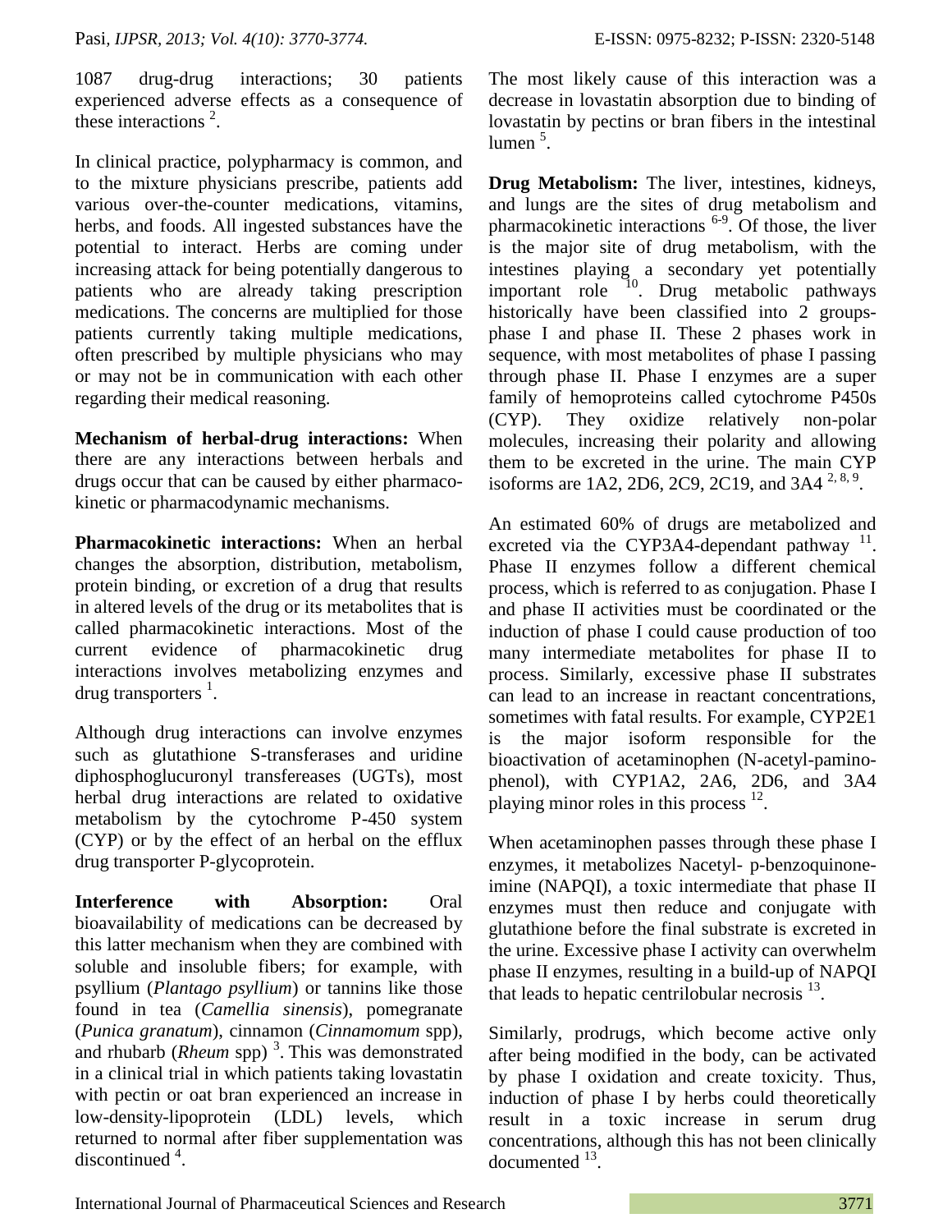1087 drug-drug interactions; 30 patients experienced adverse effects as a consequence of these interactions [2].

In clinical practice, polypharmacy is common, and to the mixture physicians prescribe, patients add various over-the-counter medications, vitamins, herbs, and foods. All ingested substances have the potential to interact. Herbs are coming under increasing attack for being potentially dangerous to patients who are already taking prescription medications. The concerns are multiplied for those patients currently taking multiple medications, often prescribed by multiple physicians who may or may not be in communication with each other regarding their medical reasoning.

**Mechanism of herbal-drug interactions:** When there are any interactions between herbals and drugs occur that can be caused by either pharmaco-kinetic or pharmacodynamic mechanisms.

**Pharmacokinetic interactions:** When an herbal changes the absorption, distribution, metabolism, protein binding, or excretion of a drug that results in altered levels of the drug or its metabolites that is called pharmacokinetic interactions. Most of the current evidence of pharmacokinetic drug interactions involves metabolizing enzymes and drug transporters [1].

Although drug interactions can involve enzymes such as glutathione S-transferases and uridine diphosphoglucuronyl transfereases (UGTs), most herbal drug interactions are related to oxidative metabolism by the cytochrome P-450 system (CYP) or by the effect of an herbal on the efflux drug transporter P-glycoprotein.

**Interference with Absorption:** Oral bioavailability of medications can be decreased by this latter mechanism when they are combined with soluble and insoluble fibers; for example, with psyllium (*Plantago psyllium*) or tannins like those found in tea (*Camellia sinensis*), pomegranate (*Punica granatum*), cinnamon (*Cinnamomum* spp), and rhubarb (*Rheum* spp) [3]. This was demonstrated in a clinical trial in which patients taking lovastatin with pectin or oat bran experienced an increase in low-density-lipoprotein (LDL) levels, which returned to normal after fiber supplementation was discontinued [4].

The most likely cause of this interaction was a decrease in lovastatin absorption due to binding of lovastatin by pectins or bran fibers in the intestinal lumen [5].

**Drug Metabolism:** The liver, intestines, kidneys, and lungs are the sites of drug metabolism and pharmacokinetic interactions [6-9]. Of those, the liver is the major site of drug metabolism, with the intestines playing a secondary yet potentially important role [10]. Drug metabolic pathways historically have been classified into 2 groups-phase I and phase II. These 2 phases work in sequence, with most metabolites of phase I passing through phase II. Phase I enzymes are a super family of hemoproteins called cytochrome P450s (CYP). They oxidize relatively non-polar molecules, increasing their polarity and allowing them to be excreted in the urine. The main CYP isoforms are 1A2, 2D6, 2C9, 2C19, and 3A4 [2, 8, 9].

An estimated 60% of drugs are metabolized and excreted via the CYP3A4-dependant pathway [11]. Phase II enzymes follow a different chemical process, which is referred to as conjugation. Phase I and phase II activities must be coordinated or the induction of phase I could cause production of too many intermediate metabolites for phase II to process. Similarly, excessive phase II substrates can lead to an increase in reactant concentrations, sometimes with fatal results. For example, CYP2E1 is the major isoform responsible for the bioactivation of acetaminophen (N-acetyl-pamino-phenol), with CYP1A2, 2A6, 2D6, and 3A4 playing minor roles in this process [12].

When acetaminophen passes through these phase I enzymes, it metabolizes Nacetyl- p-benzoquinone-imine (NAPQI), a toxic intermediate that phase II enzymes must then reduce and conjugate with glutathione before the final substrate is excreted in the urine. Excessive phase I activity can overwhelm phase II enzymes, resulting in a build-up of NAPQI that leads to hepatic centrilobular necrosis [13].

Similarly, prodrugs, which become active only after being modified in the body, can be activated by phase I oxidation and create toxicity. Thus, induction of phase I by herbs could theoretically result in a toxic increase in serum drug concentrations, although this has not been clinically documented [13].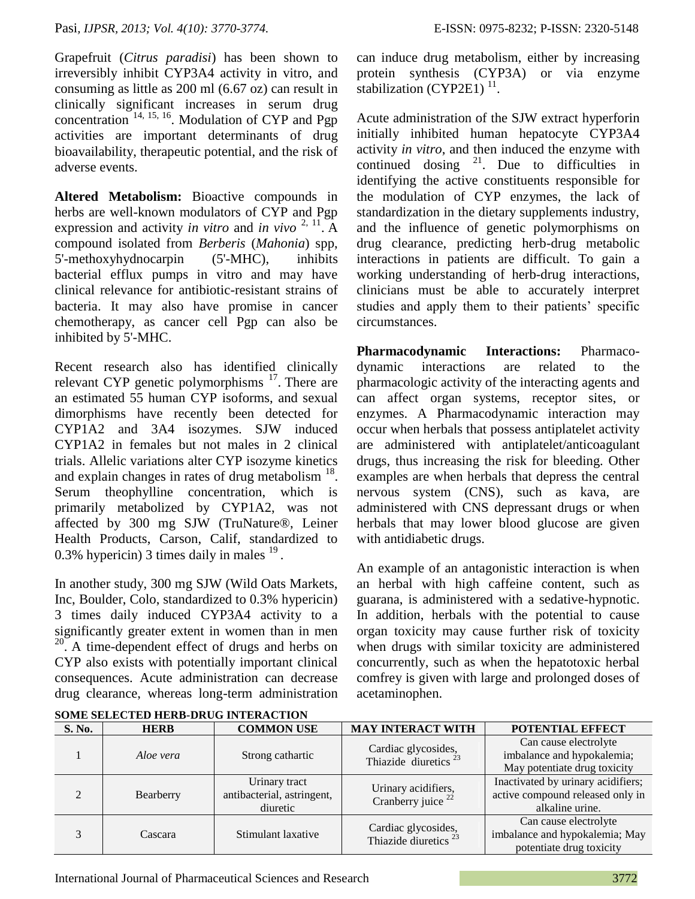Grapefruit (*Citrus paradisi*) has been shown to irreversibly inhibit CYP3A4 activity in vitro, and consuming as little as 200 ml (6.67 oz) can result in clinically significant increases in serum drug concentration [14, 15, 16]. Modulation of CYP and Pgp activities are important determinants of drug bioavailability, therapeutic potential, and the risk of adverse events.

**Altered Metabolism:** Bioactive compounds in herbs are well-known modulators of CYP and Pgp expression and activity *in vitro* and *in vivo* [2, 11]. A compound isolated from *Berberis* (*Mahonia*) spp, 5'-methoxyhydnocarpin (5'-MHC), inhibits bacterial efflux pumps in vitro and may have clinical relevance for antibiotic-resistant strains of bacteria. It may also have promise in cancer chemotherapy, as cancer cell Pgp can also be inhibited by 5'-MHC.

Recent research also has identified clinically relevant CYP genetic polymorphisms [17]. There are an estimated 55 human CYP isoforms, and sexual dimorphisms have recently been detected for CYP1A2 and 3A4 isozymes. SJW induced CYP1A2 in females but not males in 2 clinical trials. Allelic variations alter CYP isozyme kinetics and explain changes in rates of drug metabolism [18]. Serum theophylline concentration, which is primarily metabolized by CYP1A2, was not affected by 300 mg SJW (TruNature®, Leiner Health Products, Carson, Calif, standardized to 0.3% hypericin) 3 times daily in males [19].

In another study, 300 mg SJW (Wild Oats Markets, Inc, Boulder, Colo, standardized to 0.3% hypericin) 3 times daily induced CYP3A4 activity to a significantly greater extent in women than in men [20]. A time-dependent effect of drugs and herbs on CYP also exists with potentially important clinical consequences. Acute administration can decrease drug clearance, whereas long-term administration can induce drug metabolism, either by increasing protein synthesis (CYP3A) or via enzyme stabilization (CYP2E1) [11].

Acute administration of the SJW extract hyperforin initially inhibited human hepatocyte CYP3A4 activity *in vitro*, and then induced the enzyme with continued dosing [21]. Due to difficulties in identifying the active constituents responsible for the modulation of CYP enzymes, the lack of standardization in the dietary supplements industry, and the influence of genetic polymorphisms on drug clearance, predicting herb-drug metabolic interactions in patients are difficult. To gain a working understanding of herb-drug interactions, clinicians must be able to accurately interpret studies and apply them to their patients' specific circumstances.

**Pharmacodynamic Interactions:** Pharmacodynamic interactions are related to the pharmacologic activity of the interacting agents and can affect organ systems, receptor sites, or enzymes. A Pharmacodynamic interaction may occur when herbals that possess antiplatelet activity are administered with antiplatelet/anticoagulant drugs, thus increasing the risk for bleeding. Other examples are when herbals that depress the central nervous system (CNS), such as kava, are administered with CNS depressant drugs or when herbals that may lower blood glucose are given with antidiabetic drugs.

An example of an antagonistic interaction is when an herbal with high caffeine content, such as guarana, is administered with a sedative-hypnotic. In addition, herbals with the potential to cause organ toxicity may cause further risk of toxicity when drugs with similar toxicity are administered concurrently, such as when the hepatotoxic herbal comfrey is given with large and prolonged doses of acetaminophen.

**SOME SELECTED HERB-DRUG INTERACTION**

| S. No. | HERB | COMMON USE | MAY INTERACT WITH | POTENTIAL EFFECT |
|---|---|---|---|---|
| 1 | *Aloe vera* | Strong cathartic | Cardiac glycosides, Thiazide diuretics [23] | Can cause electrolyte imbalance and hypokalemia; May potentiate drug toxicity |
| 2 | Bearberry | Urinary tract antibacterial, astringent, diuretic | Urinary acidifiers, Cranberry juice [22] | Inactivated by urinary acidifiers; active compound released only in alkaline urine. |
| 3 | Cascara | Stimulant laxative | Cardiac glycosides, Thiazide diuretics [23] | Can cause electrolyte imbalance and hypokalemia; May potentiate drug toxicity |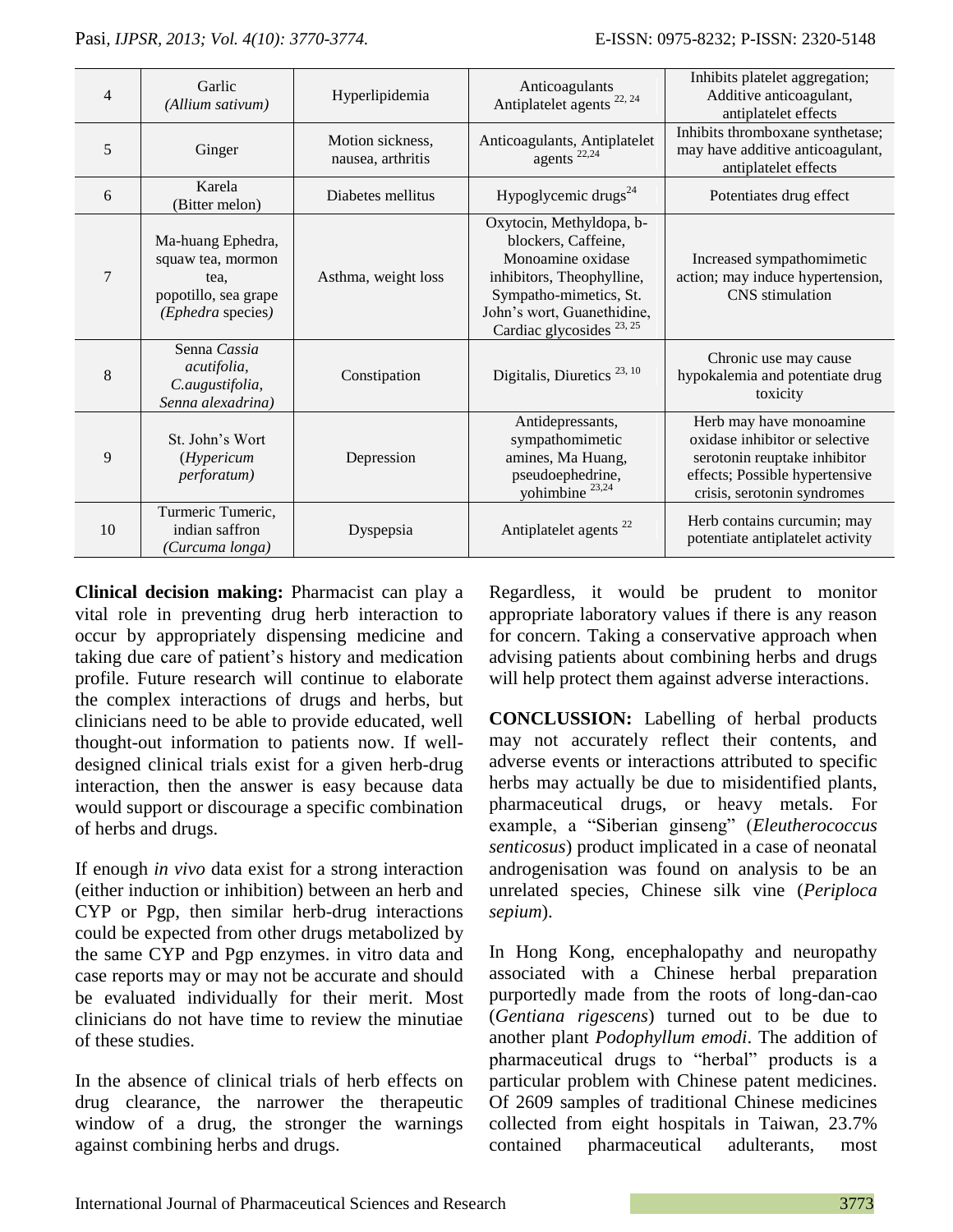| 4 | Garlic *(Allium sativum)* | Hyperlipidemia | Anticoagulants Antiplatelet agents [22, 24] | Inhibits platelet aggregation; Additive anticoagulant, antiplatelet effects |
|---|---|---|---|---|
| 5 | Ginger | Motion sickness, nausea, arthritis | Anticoagulants, Antiplatelet agents [22,24] | Inhibits thromboxane synthetase; may have additive anticoagulant, antiplatelet effects |
| 6 | Karela (Bitter melon) | Diabetes mellitus | Hypoglycemic drugs[24] | Potentiates drug effect |
| 7 | Ma-huang Ephedra, squaw tea, mormon tea, popotillo, sea grape *(Ephedra* species*)* | Asthma, weight loss | Oxytocin, Methyldopa, b-blockers, Caffeine, Monoamine oxidase inhibitors, Theophylline, Sympatho-mimetics, St. John's wort, Guanethidine, Cardiac glycosides [23, 25] | Increased sympathomimetic action; may induce hypertension, CNS stimulation |
| 8 | Senna *Cassia acutifolia, C.augustifolia, Senna alexadrina)* | Constipation | Digitalis, Diuretics [23, 10] | Chronic use may cause hypokalemia and potentiate drug toxicity |
| 9 | St. John's Wort (*Hypericum perforatum)* | Depression | Antidepressants, sympathomimetic amines, Ma Huang, pseudoephedrine, yohimbine [23,24] | Herb may have monoamine oxidase inhibitor or selective serotonin reuptake inhibitor effects; Possible hypertensive crisis, serotonin syndromes |
| 10 | Turmeric Tumeric, indian saffron *(Curcuma longa)* | Dyspepsia | Antiplatelet agents [22] | Herb contains curcumin; may potentiate antiplatelet activity |

**Clinical decision making:** Pharmacist can play a vital role in preventing drug herb interaction to occur by appropriately dispensing medicine and taking due care of patient's history and medication profile. Future research will continue to elaborate the complex interactions of drugs and herbs, but clinicians need to be able to provide educated, well thought-out information to patients now. If well-designed clinical trials exist for a given herb-drug interaction, then the answer is easy because data would support or discourage a specific combination of herbs and drugs.

If enough *in vivo* data exist for a strong interaction (either induction or inhibition) between an herb and CYP or Pgp, then similar herb-drug interactions could be expected from other drugs metabolized by the same CYP and Pgp enzymes. in vitro data and case reports may or may not be accurate and should be evaluated individually for their merit. Most clinicians do not have time to review the minutiae of these studies.

In the absence of clinical trials of herb effects on drug clearance, the narrower the therapeutic window of a drug, the stronger the warnings against combining herbs and drugs.

Regardless, it would be prudent to monitor appropriate laboratory values if there is any reason for concern. Taking a conservative approach when advising patients about combining herbs and drugs will help protect them against adverse interactions.

**CONCLUSSION:** Labelling of herbal products may not accurately reflect their contents, and adverse events or interactions attributed to specific herbs may actually be due to misidentified plants, pharmaceutical drugs, or heavy metals. For example, a "Siberian ginseng" (*Eleutherococcus senticosus*) product implicated in a case of neonatal androgenisation was found on analysis to be an unrelated species, Chinese silk vine (*Periploca sepium*).

In Hong Kong, encephalopathy and neuropathy associated with a Chinese herbal preparation purportedly made from the roots of long-dan-cao (*Gentiana rigescens*) turned out to be due to another plant *Podophyllum emodi*. The addition of pharmaceutical drugs to "herbal" products is a particular problem with Chinese patent medicines. Of 2609 samples of traditional Chinese medicines collected from eight hospitals in Taiwan, 23.7% contained pharmaceutical adulterants, most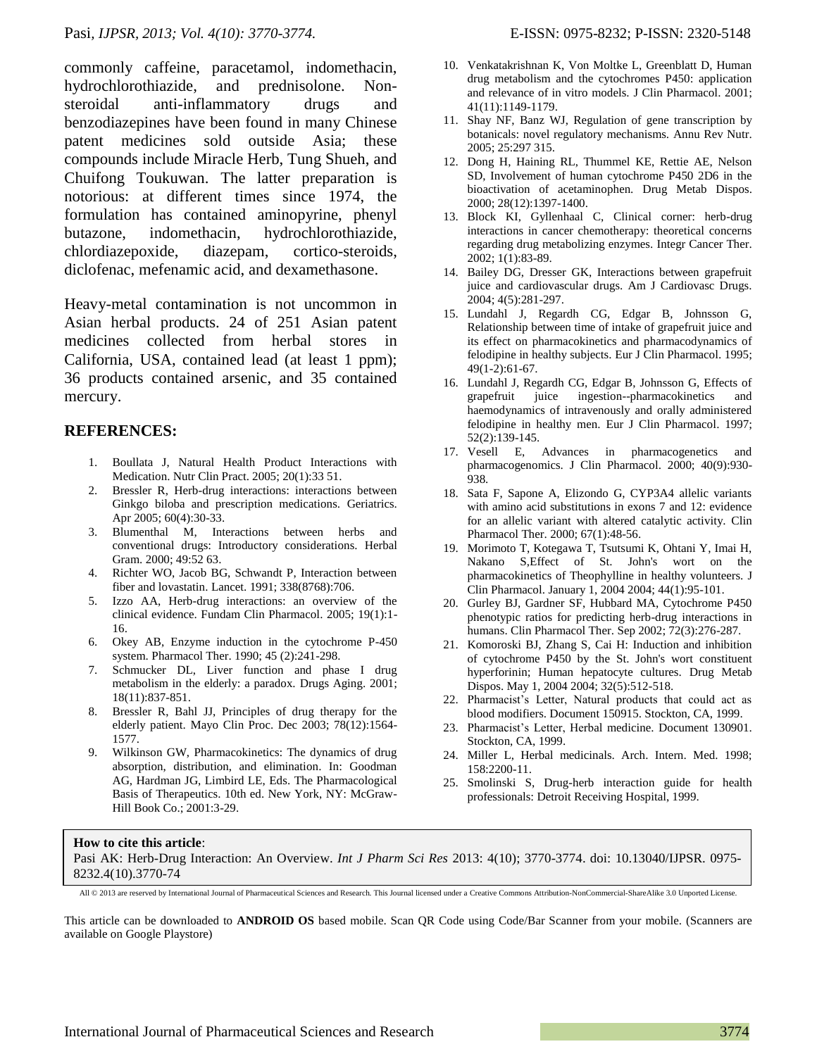commonly caffeine, paracetamol, indomethacin, hydrochlorothiazide, and prednisolone. Non-steroidal anti-inflammatory drugs and benzodiazepines have been found in many Chinese patent medicines sold outside Asia; these compounds include Miracle Herb, Tung Shueh, and Chuifong Toukuwan. The latter preparation is notorious: at different times since 1974, the formulation has contained aminopyrine, phenyl butazone, indomethacin, hydrochlorothiazide, chlordiazepoxide, diazepam, cortico-steroids, diclofenac, mefenamic acid, and dexamethasone.

Heavy-metal contamination is not uncommon in Asian herbal products. 24 of 251 Asian patent medicines collected from herbal stores in California, USA, contained lead (at least 1 ppm); 36 products contained arsenic, and 35 contained mercury.

## REFERENCES:

1. Boullata J, Natural Health Product Interactions with Medication. Nutr Clin Pract. 2005; 20(1):33 51.
2. Bressler R, Herb-drug interactions: interactions between Ginkgo biloba and prescription medications. Geriatrics. Apr 2005; 60(4):30-33.
3. Blumenthal M, Interactions between herbs and conventional drugs: Introductory considerations. Herbal Gram. 2000; 49:52 63.
4. Richter WO, Jacob BG, Schwandt P, Interaction between fiber and lovastatin. Lancet. 1991; 338(8768):706.
5. Izzo AA, Herb-drug interactions: an overview of the clinical evidence. Fundam Clin Pharmacol. 2005; 19(1):1-16.
6. Okey AB, Enzyme induction in the cytochrome P-450 system. Pharmacol Ther. 1990; 45 (2):241-298.
7. Schmucker DL, Liver function and phase I drug metabolism in the elderly: a paradox. Drugs Aging. 2001; 18(11):837-851.
8. Bressler R, Bahl JJ, Principles of drug therapy for the elderly patient. Mayo Clin Proc. Dec 2003; 78(12):1564-1577.
9. Wilkinson GW, Pharmacokinetics: The dynamics of drug absorption, distribution, and elimination. In: Goodman AG, Hardman JG, Limbird LE, Eds. The Pharmacological Basis of Therapeutics. 10th ed. New York, NY: McGraw-Hill Book Co.; 2001:3-29.
10. Venkatakrishnan K, Von Moltke L, Greenblatt D, Human drug metabolism and the cytochromes P450: application and relevance of in vitro models. J Clin Pharmacol. 2001; 41(11):1149-1179.
11. Shay NF, Banz WJ, Regulation of gene transcription by botanicals: novel regulatory mechanisms. Annu Rev Nutr. 2005; 25:297 315.
12. Dong H, Haining RL, Thummel KE, Rettie AE, Nelson SD, Involvement of human cytochrome P450 2D6 in the bioactivation of acetaminophen. Drug Metab Dispos. 2000; 28(12):1397-1400.
13. Block KI, Gyllenhaal C, Clinical corner: herb-drug interactions in cancer chemotherapy: theoretical concerns regarding drug metabolizing enzymes. Integr Cancer Ther. 2002; 1(1):83-89.
14. Bailey DG, Dresser GK, Interactions between grapefruit juice and cardiovascular drugs. Am J Cardiovasc Drugs. 2004; 4(5):281-297.
15. Lundahl J, Regardh CG, Edgar B, Johnsson G, Relationship between time of intake of grapefruit juice and its effect on pharmacokinetics and pharmacodynamics of felodipine in healthy subjects. Eur J Clin Pharmacol. 1995; 49(1-2):61-67.
16. Lundahl J, Regardh CG, Edgar B, Johnsson G, Effects of grapefruit juice ingestion--pharmacokinetics and haemodynamics of intravenously and orally administered felodipine in healthy men. Eur J Clin Pharmacol. 1997; 52(2):139-145.
17. Vesell E, Advances in pharmacogenetics and pharmacogenomics. J Clin Pharmacol. 2000; 40(9):930-938.
18. Sata F, Sapone A, Elizondo G, CYP3A4 allelic variants with amino acid substitutions in exons 7 and 12: evidence for an allelic variant with altered catalytic activity. Clin Pharmacol Ther. 2000; 67(1):48-56.
19. Morimoto T, Kotegawa T, Tsutsumi K, Ohtani Y, Imai H, Nakano S,Effect of St. John's wort on the pharmacokinetics of Theophylline in healthy volunteers. J Clin Pharmacol. January 1, 2004 2004; 44(1):95-101.
20. Gurley BJ, Gardner SF, Hubbard MA, Cytochrome P450 phenotypic ratios for predicting herb-drug interactions in humans. Clin Pharmacol Ther. Sep 2002; 72(3):276-287.
21. Komoroski BJ, Zhang S, Cai H: Induction and inhibition of cytochrome P450 by the St. John's wort constituent hyperforinin; Human hepatocyte cultures. Drug Metab Dispos. May 1, 2004 2004; 32(5):512-518.
22. Pharmacist's Letter, Natural products that could act as blood modifiers. Document 150915. Stockton, CA, 1999.
23. Pharmacist's Letter, Herbal medicine. Document 130901. Stockton, CA, 1999.
24. Miller L, Herbal medicinals. Arch. Intern. Med. 1998; 158:2200-11.
25. Smolinski S, Drug-herb interaction guide for health professionals: Detroit Receiving Hospital, 1999.

**How to cite this article**:
Pasi AK: Herb-Drug Interaction: An Overview. *Int J Pharm Sci Res* 2013: 4(10); 3770-3774. doi: 10.13040/IJPSR. 0975-8232.4(10).3770-74

All © 2013 are reserved by International Journal of Pharmaceutical Sciences and Research. This Journal licensed under a Creative Commons Attribution-NonCommercial-ShareAlike 3.0 Unported License.

This article can be downloaded to **ANDROID OS** based mobile. Scan QR Code using Code/Bar Scanner from your mobile. (Scanners are available on Google Playstore)